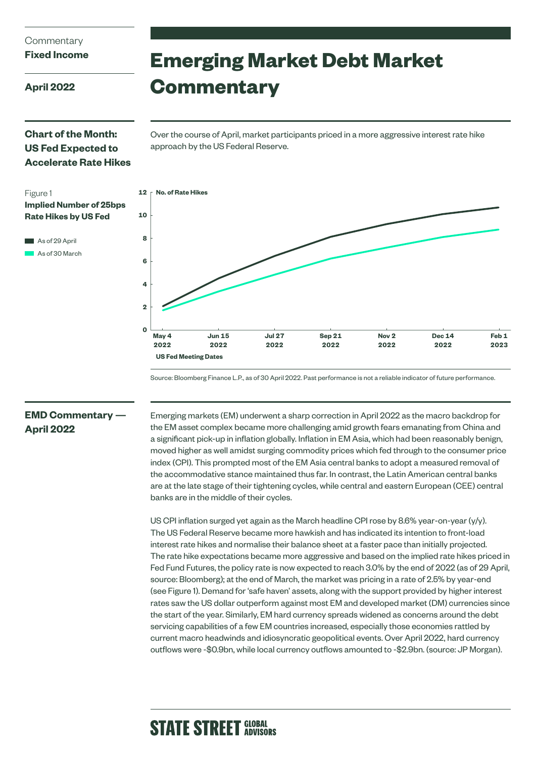Commentary
**Fixed Income**

**April 2022**

# Emerging Market Debt Market Commentary

## Chart of the Month: US Fed Expected to Accelerate Rate Hikes

Over the course of April, market participants priced in a more aggressive interest rate hike approach by the US Federal Reserve.

Figure 1
**Implied Number of 25bps Rate Hikes by US Fed**

As of 29 April
As of 30 March

Source: Bloomberg Finance L.P., as of 30 April 2022. Past performance is not a reliable indicator of future performance.

## EMD Commentary — April 2022

Emerging markets (EM) underwent a sharp correction in April 2022 as the macro backdrop for the EM asset complex became more challenging amid growth fears emanating from China and a significant pick-up in inflation globally. Inflation in EM Asia, which had been reasonably benign, moved higher as well amidst surging commodity prices which fed through to the consumer price index (CPI). This prompted most of the EM Asia central banks to adopt a measured removal of the accommodative stance maintained thus far. In contrast, the Latin American central banks are at the late stage of their tightening cycles, while central and eastern European (CEE) central banks are in the middle of their cycles.

US CPI inflation surged yet again as the March headline CPI rose by 8.6% year-on-year (y/y). The US Federal Reserve became more hawkish and has indicated its intention to front-load interest rate hikes and normalise their balance sheet at a faster pace than initially projected. The rate hike expectations became more aggressive and based on the implied rate hikes priced in Fed Fund Futures, the policy rate is now expected to reach 3.0% by the end of 2022 (as of 29 April, source: Bloomberg); at the end of March, the market was pricing in a rate of 2.5% by year-end (see Figure 1). Demand for 'safe haven' assets, along with the support provided by higher interest rates saw the US dollar outperform against most EM and developed market (DM) currencies since the start of the year. Similarly, EM hard currency spreads widened as concerns around the debt servicing capabilities of a few EM countries increased, especially those economies rattled by current macro headwinds and idiosyncratic geopolitical events. Over April 2022, hard currency outflows were -$0.9bn, while local currency outflows amounted to -$2.9bn. (source: JP Morgan).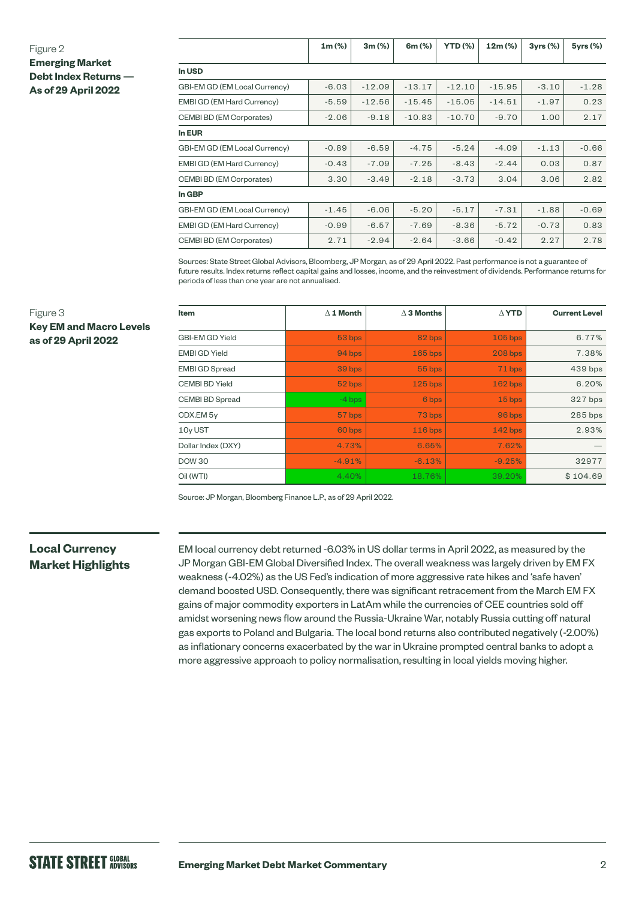Figure 2

**Emerging Market Debt Index Returns — As of 29 April 2022**

| | 1m (%) | 3m (%) | 6m (%) | YTD (%) | 12m (%) | 3yrs (%) | 5yrs (%) |
|---|---|---|---|---|---|---|---|
| **In USD** | | | | | | | |
| GBI-EM GD (EM Local Currency) | -6.03 | -12.09 | -13.17 | -12.10 | -15.95 | -3.10 | -1.28 |
| EMBI GD (EM Hard Currency) | -5.59 | -12.56 | -15.45 | -15.05 | -14.51 | -1.97 | 0.23 |
| CEMBI BD (EM Corporates) | -2.06 | -9.18 | -10.83 | -10.70 | -9.70 | 1.00 | 2.17 |
| **In EUR** | | | | | | | |
| GBI-EM GD (EM Local Currency) | -0.89 | -6.59 | -4.75 | -5.24 | -4.09 | -1.13 | -0.66 |
| EMBI GD (EM Hard Currency) | -0.43 | -7.09 | -7.25 | -8.43 | -2.44 | 0.03 | 0.87 |
| CEMBI BD (EM Corporates) | 3.30 | -3.49 | -2.18 | -3.73 | 3.04 | 3.06 | 2.82 |
| **In GBP** | | | | | | | |
| GBI-EM GD (EM Local Currency) | -1.45 | -6.06 | -5.20 | -5.17 | -7.31 | -1.88 | -0.69 |
| EMBI GD (EM Hard Currency) | -0.99 | -6.57 | -7.69 | -8.36 | -5.72 | -0.73 | 0.83 |
| CEMBI BD (EM Corporates) | 2.71 | -2.94 | -2.64 | -3.66 | -0.42 | 2.27 | 2.78 |

Sources: State Street Global Advisors, Bloomberg, JP Morgan, as of 29 April 2022. Past performance is not a guarantee of future results. Index returns reflect capital gains and losses, income, and the reinvestment of dividends. Performance returns for periods of less than one year are not annualised.

Figure 3

**Key EM and Macro Levels as of 29 April 2022**

| Item | Δ 1 Month | Δ 3 Months | Δ YTD | Current Level |
|---|---|---|---|---|
| GBI-EM GD Yield | 53 bps | 82 bps | 105 bps | 6.77% |
| EMBI GD Yield | 94 bps | 165 bps | 208 bps | 7.38% |
| EMBI GD Spread | 39 bps | 55 bps | 71 bps | 439 bps |
| CEMBI BD Yield | 52 bps | 125 bps | 162 bps | 6.20% |
| CEMBI BD Spread | -4 bps | 6 bps | 15 bps | 327 bps |
| CDX.EM 5y | 57 bps | 73 bps | 96 bps | 285 bps |
| 10y UST | 60 bps | 116 bps | 142 bps | 2.93% |
| Dollar Index (DXY) | 4.73% | 6.65% | 7.62% | — |
| DOW 30 | -4.91% | -6.13% | -9.25% | 32977 |
| Oil (WTI) | 4.40% | 18.76% | 39.20% | $ 104.69 |

Source: JP Morgan, Bloomberg Finance L.P., as of 29 April 2022.

## Local Currency Market Highlights

EM local currency debt returned -6.03% in US dollar terms in April 2022, as measured by the JP Morgan GBI-EM Global Diversified Index. The overall weakness was largely driven by EM FX weakness (-4.02%) as the US Fed's indication of more aggressive rate hikes and 'safe haven' demand boosted USD. Consequently, there was significant retracement from the March EM FX gains of major commodity exporters in LatAm while the currencies of CEE countries sold off amidst worsening news flow around the Russia-Ukraine War, notably Russia cutting off natural gas exports to Poland and Bulgaria. The local bond returns also contributed negatively (-2.00%) as inflationary concerns exacerbated by the war in Ukraine prompted central banks to adopt a more aggressive approach to policy normalisation, resulting in local yields moving higher.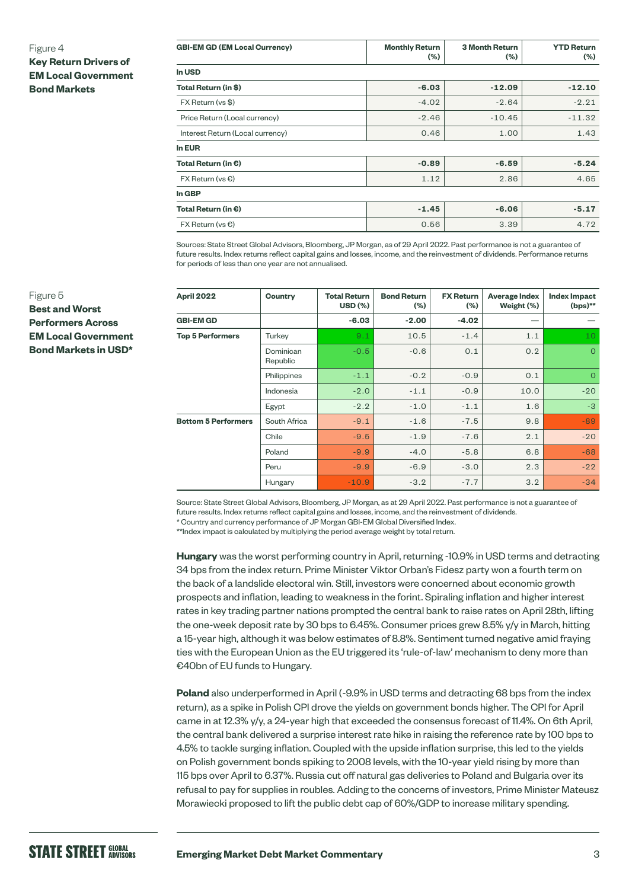Figure 4

**Key Return Drivers of EM Local Government Bond Markets**

| GBI-EM GD (EM Local Currency) | Monthly Return (%) | 3 Month Return (%) | YTD Return (%) |
|---|---|---|---|
| **In USD** | | | |
| **Total Return (in $)** | **-6.03** | **-12.09** | **-12.10** |
| FX Return (vs $) | -4.02 | -2.64 | -2.21 |
| Price Return (Local currency) | -2.46 | -10.45 | -11.32 |
| Interest Return (Local currency) | 0.46 | 1.00 | 1.43 |
| **In EUR** | | | |
| **Total Return (in €)** | **-0.89** | **-6.59** | **-5.24** |
| FX Return (vs €) | 1.12 | 2.86 | 4.65 |
| **In GBP** | | | |
| **Total Return (in €)** | **-1.45** | **-6.06** | **-5.17** |
| FX Return (vs €) | 0.56 | 3.39 | 4.72 |

Sources: State Street Global Advisors, Bloomberg, JP Morgan, as of 29 April 2022. Past performance is not a guarantee of future results. Index returns reflect capital gains and losses, income, and the reinvestment of dividends. Performance returns for periods of less than one year are not annualised.

Figure 5

**Best and Worst Performers Across EM Local Government Bond Markets in USD***

| April 2022 | Country | Total Return USD (%) | Bond Return (%) | FX Return (%) | Average Index Weight (%) | Index Impact (bps)** |
|---|---|---|---|---|---|---|
| **GBI-EM GD** | | **-6.03** | **-2.00** | **-4.02** | — | — |
| **Top 5 Performers** | Turkey | 9.1 | 10.5 | -1.4 | 1.1 | 10 |
| | Dominican Republic | -0.5 | -0.6 | 0.1 | 0.2 | 0 |
| | Philippines | -1.1 | -0.2 | -0.9 | 0.1 | 0 |
| | Indonesia | -2.0 | -1.1 | -0.9 | 10.0 | -20 |
| | Egypt | -2.2 | -1.0 | -1.1 | 1.6 | -3 |
| **Bottom 5 Performers** | South Africa | -9.1 | -1.6 | -7.5 | 9.8 | -89 |
| | Chile | -9.5 | -1.9 | -7.6 | 2.1 | -20 |
| | Poland | -9.9 | -4.0 | -5.8 | 6.8 | -68 |
| | Peru | -9.9 | -6.9 | -3.0 | 2.3 | -22 |
| | Hungary | -10.9 | -3.2 | -7.7 | 3.2 | -34 |

Source: State Street Global Advisors, Bloomberg, JP Morgan, as at 29 April 2022. Past performance is not a guarantee of future results. Index returns reflect capital gains and losses, income, and the reinvestment of dividends.
* Country and currency performance of JP Morgan GBI-EM Global Diversified Index.
**Index impact is calculated by multiplying the period average weight by total return.

**Hungary** was the worst performing country in April, returning -10.9% in USD terms and detracting 34 bps from the index return. Prime Minister Viktor Orban's Fidesz party won a fourth term on the back of a landslide electoral win. Still, investors were concerned about economic growth prospects and inflation, leading to weakness in the forint. Spiraling inflation and higher interest rates in key trading partner nations prompted the central bank to raise rates on April 28th, lifting the one-week deposit rate by 30 bps to 6.45%. Consumer prices grew 8.5% y/y in March, hitting a 15-year high, although it was below estimates of 8.8%. Sentiment turned negative amid fraying ties with the European Union as the EU triggered its 'rule-of-law' mechanism to deny more than €40bn of EU funds to Hungary.

**Poland** also underperformed in April (-9.9% in USD terms and detracting 68 bps from the index return), as a spike in Polish CPI drove the yields on government bonds higher. The CPI for April came in at 12.3% y/y, a 24-year high that exceeded the consensus forecast of 11.4%. On 6th April, the central bank delivered a surprise interest rate hike in raising the reference rate by 100 bps to 4.5% to tackle surging inflation. Coupled with the upside inflation surprise, this led to the yields on Polish government bonds spiking to 2008 levels, with the 10-year yield rising by more than 115 bps over April to 6.37%. Russia cut off natural gas deliveries to Poland and Bulgaria over its refusal to pay for supplies in roubles. Adding to the concerns of investors, Prime Minister Mateusz Morawiecki proposed to lift the public debt cap of 60%/GDP to increase military spending.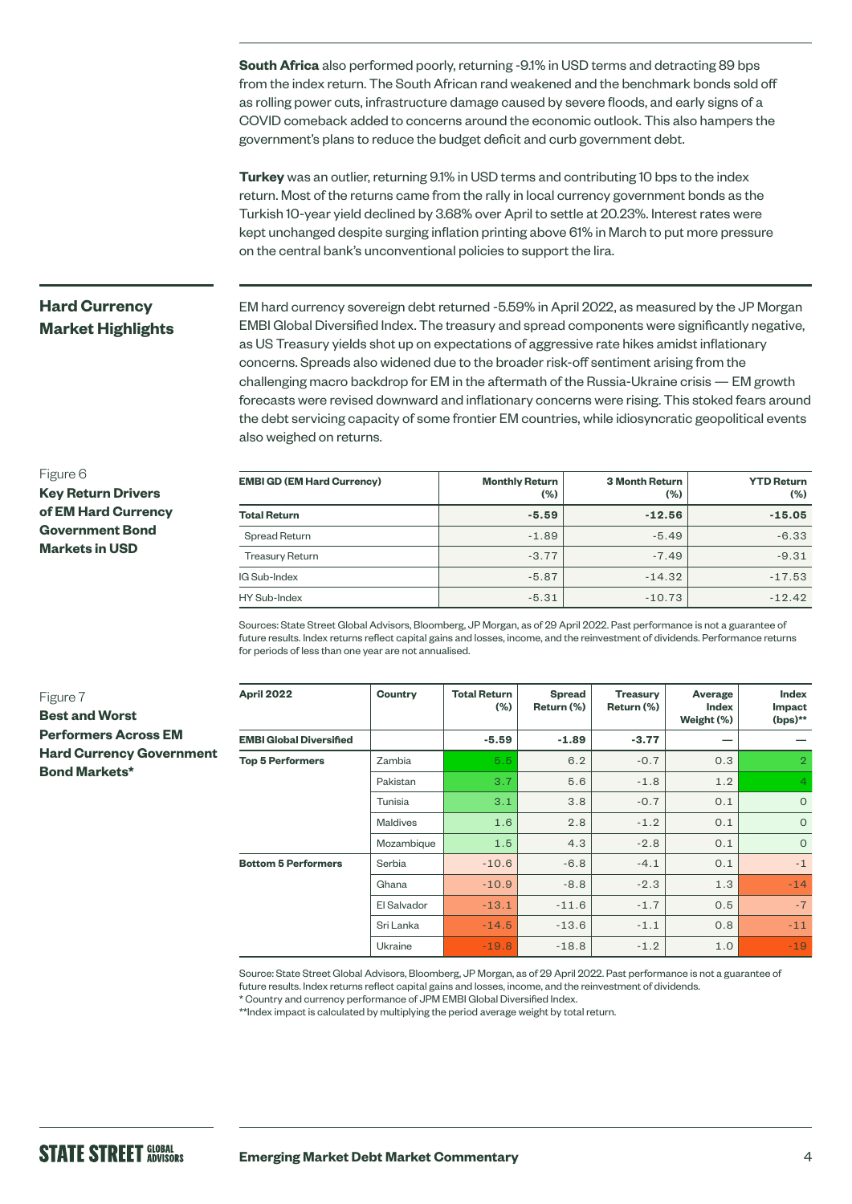**South Africa** also performed poorly, returning -9.1% in USD terms and detracting 89 bps from the index return. The South African rand weakened and the benchmark bonds sold off as rolling power cuts, infrastructure damage caused by severe floods, and early signs of a COVID comeback added to concerns around the economic outlook. This also hampers the government's plans to reduce the budget deficit and curb government debt.

**Turkey** was an outlier, returning 9.1% in USD terms and contributing 10 bps to the index return. Most of the returns came from the rally in local currency government bonds as the Turkish 10-year yield declined by 3.68% over April to settle at 20.23%. Interest rates were kept unchanged despite surging inflation printing above 61% in March to put more pressure on the central bank's unconventional policies to support the lira.

## Hard Currency Market Highlights

EM hard currency sovereign debt returned -5.59% in April 2022, as measured by the JP Morgan EMBI Global Diversified Index. The treasury and spread components were significantly negative, as US Treasury yields shot up on expectations of aggressive rate hikes amidst inflationary concerns. Spreads also widened due to the broader risk-off sentiment arising from the challenging macro backdrop for EM in the aftermath of the Russia-Ukraine crisis — EM growth forecasts were revised downward and inflationary concerns were rising. This stoked fears around the debt servicing capacity of some frontier EM countries, while idiosyncratic geopolitical events also weighed on returns.

Figure 6
**Key Return Drivers of EM Hard Currency Government Bond Markets in USD**

| EMBI GD (EM Hard Currency) | Monthly Return (%) | 3 Month Return (%) | YTD Return (%) |
|---|---|---|---|
| **Total Return** | **-5.59** | **-12.56** | **-15.05** |
| Spread Return | -1.89 | -5.49 | -6.33 |
| Treasury Return | -3.77 | -7.49 | -9.31 |
| IG Sub-Index | -5.87 | -14.32 | -17.53 |
| HY Sub-Index | -5.31 | -10.73 | -12.42 |

Sources: State Street Global Advisors, Bloomberg, JP Morgan, as of 29 April 2022. Past performance is not a guarantee of future results. Index returns reflect capital gains and losses, income, and the reinvestment of dividends. Performance returns for periods of less than one year are not annualised.

Figure 7
**Best and Worst Performers Across EM Hard Currency Government Bond Markets***

| April 2022 | Country | Total Return (%) | Spread Return (%) | Treasury Return (%) | Average Index Weight (%) | Index Impact (bps)** |
|---|---|---|---|---|---|---|
| **EMBI Global Diversified** | | **-5.59** | **-1.89** | **-3.77** | — | — |
| **Top 5 Performers** | Zambia | 5.5 | 6.2 | -0.7 | 0.3 | 2 |
| | Pakistan | 3.7 | 5.6 | -1.8 | 1.2 | 4 |
| | Tunisia | 3.1 | 3.8 | -0.7 | 0.1 | 0 |
| | Maldives | 1.6 | 2.8 | -1.2 | 0.1 | 0 |
| | Mozambique | 1.5 | 4.3 | -2.8 | 0.1 | 0 |
| **Bottom 5 Performers** | Serbia | -10.6 | -6.8 | -4.1 | 0.1 | -1 |
| | Ghana | -10.9 | -8.8 | -2.3 | 1.3 | -14 |
| | El Salvador | -13.1 | -11.6 | -1.7 | 0.5 | -7 |
| | Sri Lanka | -14.5 | -13.6 | -1.1 | 0.8 | -11 |
| | Ukraine | -19.8 | -18.8 | -1.2 | 1.0 | -19 |

Source: State Street Global Advisors, Bloomberg, JP Morgan, as of 29 April 2022. Past performance is not a guarantee of future results. Index returns reflect capital gains and losses, income, and the reinvestment of dividends.
* Country and currency performance of JPM EMBI Global Diversified Index.
**Index impact is calculated by multiplying the period average weight by total return.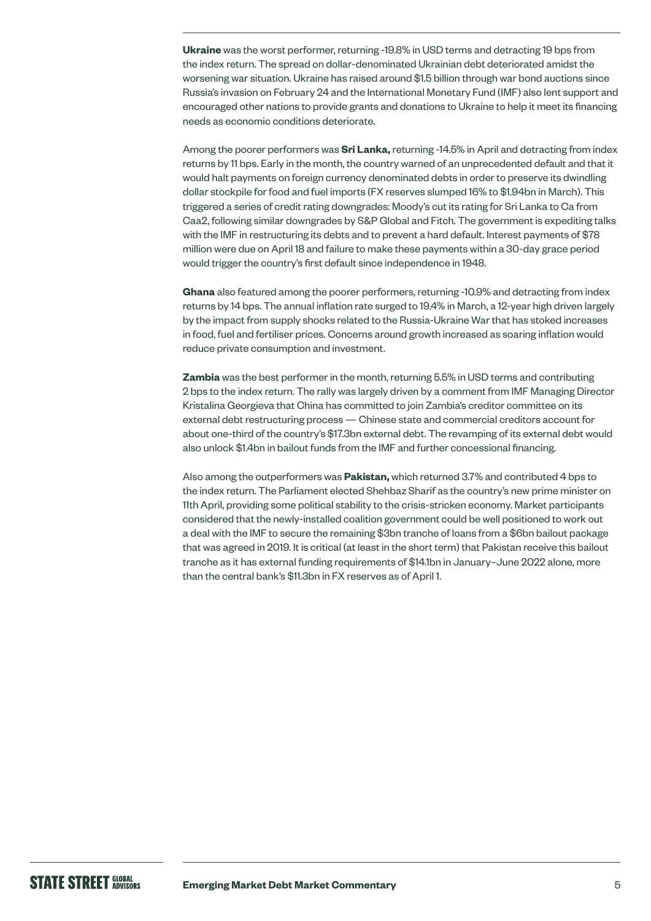**Ukraine** was the worst performer, returning -19.8% in USD terms and detracting 19 bps from the index return. The spread on dollar-denominated Ukrainian debt deteriorated amidst the worsening war situation. Ukraine has raised around $1.5 billion through war bond auctions since Russia's invasion on February 24 and the International Monetary Fund (IMF) also lent support and encouraged other nations to provide grants and donations to Ukraine to help it meet its financing needs as economic conditions deteriorate.

Among the poorer performers was **Sri Lanka,** returning -14.5% in April and detracting from index returns by 11 bps. Early in the month, the country warned of an unprecedented default and that it would halt payments on foreign currency denominated debts in order to preserve its dwindling dollar stockpile for food and fuel imports (FX reserves slumped 16% to $1.94bn in March). This triggered a series of credit rating downgrades: Moody's cut its rating for Sri Lanka to Ca from Caa2, following similar downgrades by S&P Global and Fitch. The government is expediting talks with the IMF in restructuring its debts and to prevent a hard default. Interest payments of $78 million were due on April 18 and failure to make these payments within a 30-day grace period would trigger the country's first default since independence in 1948.

**Ghana** also featured among the poorer performers, returning -10.9% and detracting from index returns by 14 bps. The annual inflation rate surged to 19.4% in March, a 12-year high driven largely by the impact from supply shocks related to the Russia-Ukraine War that has stoked increases in food, fuel and fertiliser prices. Concerns around growth increased as soaring inflation would reduce private consumption and investment.

**Zambia** was the best performer in the month, returning 5.5% in USD terms and contributing 2 bps to the index return. The rally was largely driven by a comment from IMF Managing Director Kristalina Georgieva that China has committed to join Zambia's creditor committee on its external debt restructuring process — Chinese state and commercial creditors account for about one-third of the country's $17.3bn external debt. The revamping of its external debt would also unlock $1.4bn in bailout funds from the IMF and further concessional financing.

Also among the outperformers was **Pakistan,** which returned 3.7% and contributed 4 bps to the index return. The Parliament elected Shehbaz Sharif as the country's new prime minister on 11th April, providing some political stability to the crisis-stricken economy. Market participants considered that the newly-installed coalition government could be well positioned to work out a deal with the IMF to secure the remaining $3bn tranche of loans from a $6bn bailout package that was agreed in 2019. It is critical (at least in the short term) that Pakistan receive this bailout tranche as it has external funding requirements of $14.1bn in January–June 2022 alone, more than the central bank's $11.3bn in FX reserves as of April 1.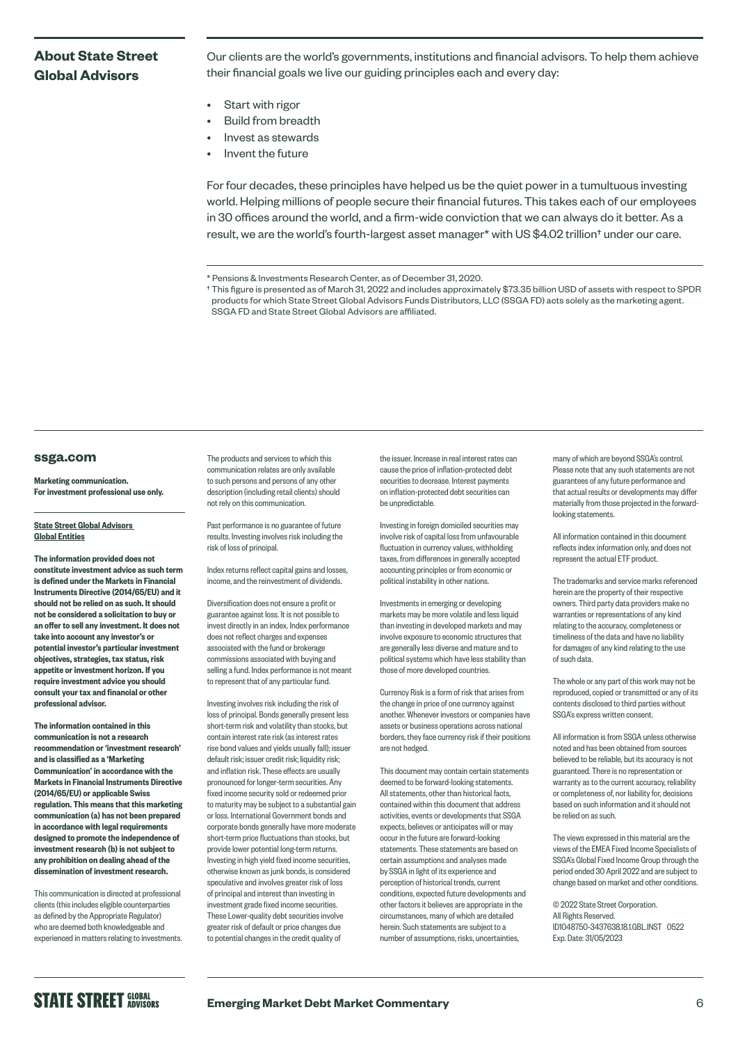## About State Street Global Advisors

Our clients are the world's governments, institutions and financial advisors. To help them achieve their financial goals we live our guiding principles each and every day:

- Start with rigor
- Build from breadth
- Invest as stewards
- Invent the future

For four decades, these principles have helped us be the quiet power in a tumultuous investing world. Helping millions of people secure their financial futures. This takes each of our employees in 30 offices around the world, and a firm-wide conviction that we can always do it better. As a result, we are the world's fourth-largest asset manager* with US $4.02 trillion† under our care.

* Pensions & Investments Research Center, as of December 31, 2020.

† This figure is presented as of March 31, 2022 and includes approximately $73.35 billion USD of assets with respect to SPDR products for which State Street Global Advisors Funds Distributors, LLC (SSGA FD) acts solely as the marketing agent. SSGA FD and State Street Global Advisors are affiliated.

**ssga.com**

**Marketing communication.**
**For investment professional use only.**

**State Street Global Advisors Global Entities**

**The information provided does not constitute investment advice as such term is defined under the Markets in Financial Instruments Directive (2014/65/EU) and it should not be relied on as such. It should not be considered a solicitation to buy or an offer to sell any investment. It does not take into account any investor's or potential investor's particular investment objectives, strategies, tax status, risk appetite or investment horizon. If you require investment advice you should consult your tax and financial or other professional advisor.**

**The information contained in this communication is not a research recommendation or 'investment research' and is classified as a 'Marketing Communication' in accordance with the Markets in Financial Instruments Directive (2014/65/EU) or applicable Swiss regulation. This means that this marketing communication (a) has not been prepared in accordance with legal requirements designed to promote the independence of investment research (b) is not subject to any prohibition on dealing ahead of the dissemination of investment research.**

This communication is directed at professional clients (this includes eligible counterparties as defined by the Appropriate Regulator) who are deemed both knowledgeable and experienced in matters relating to investments. The products and services to which this communication relates are only available to such persons and persons of any other description (including retail clients) should not rely on this communication.

Past performance is no guarantee of future results. Investing involves risk including the risk of loss of principal.

Index returns reflect capital gains and losses, income, and the reinvestment of dividends.

Diversification does not ensure a profit or guarantee against loss. It is not possible to invest directly in an index. Index performance does not reflect charges and expenses associated with the fund or brokerage commissions associated with buying and selling a fund. Index performance is not meant to represent that of any particular fund.

Investing involves risk including the risk of loss of principal. Bonds generally present less short-term risk and volatility than stocks, but contain interest rate risk (as interest rates rise bond values and yields usually fall); issuer default risk; issuer credit risk; liquidity risk; and inflation risk. These effects are usually pronounced for longer-term securities. Any fixed income security sold or redeemed prior to maturity may be subject to a substantial gain or loss. International Government bonds and corporate bonds generally have more moderate short-term price fluctuations than stocks, but provide lower potential long-term returns. Investing in high yield fixed income securities, otherwise known as junk bonds, is considered speculative and involves greater risk of loss of principal and interest than investing in investment grade fixed income securities. These Lower-quality debt securities involve greater risk of default or price changes due to potential changes in the credit quality of the issuer. Increase in real interest rates can cause the price of inflation-protected debt securities to decrease. Interest payments on inflation-protected debt securities can be unpredictable.

Investing in foreign domiciled securities may involve risk of capital loss from unfavourable fluctuation in currency values, withholding taxes, from differences in generally accepted accounting principles or from economic or political instability in other nations.

Investments in emerging or developing markets may be more volatile and less liquid than investing in developed markets and may involve exposure to economic structures that are generally less diverse and mature and to political systems which have less stability than those of more developed countries.

Currency Risk is a form of risk that arises from the change in price of one currency against another. Whenever investors or companies have assets or business operations across national borders, they face currency risk if their positions are not hedged.

This document may contain certain statements deemed to be forward-looking statements. All statements, other than historical facts, contained within this document that address activities, events or developments that SSGA expects, believes or anticipates will or may occur in the future are forward-looking statements. These statements are based on certain assumptions and analyses made by SSGA in light of its experience and perception of historical trends, current conditions, expected future developments and other factors it believes are appropriate in the circumstances, many of which are detailed herein. Such statements are subject to a number of assumptions, risks, uncertainties, many of which are beyond SSGA's control. Please note that any such statements are not guarantees of any future performance and that actual results or developments may differ materially from those projected in the forward-looking statements.

All information contained in this document reflects index information only, and does not represent the actual ETF product.

The trademarks and service marks referenced herein are the property of their respective owners. Third party data providers make no warranties or representations of any kind relating to the accuracy, completeness or timeliness of the data and have no liability for damages of any kind relating to the use of such data.

The whole or any part of this work may not be reproduced, copied or transmitted or any of its contents disclosed to third parties without SSGA's express written consent.

All information is from SSGA unless otherwise noted and has been obtained from sources believed to be reliable, but its accuracy is not guaranteed. There is no representation or warranty as to the current accuracy, reliability or completeness of, nor liability for, decisions based on such information and it should not be relied on as such.

The views expressed in this material are the views of the EMEA Fixed Income Specialists of SSGA's Global Fixed Income Group through the period ended 30 April 2022 and are subject to change based on market and other conditions.

© 2022 State Street Corporation.
All Rights Reserved.
ID1048750-3437638.18.1.GBL.INST 0522
Exp. Date: 31/05/2023